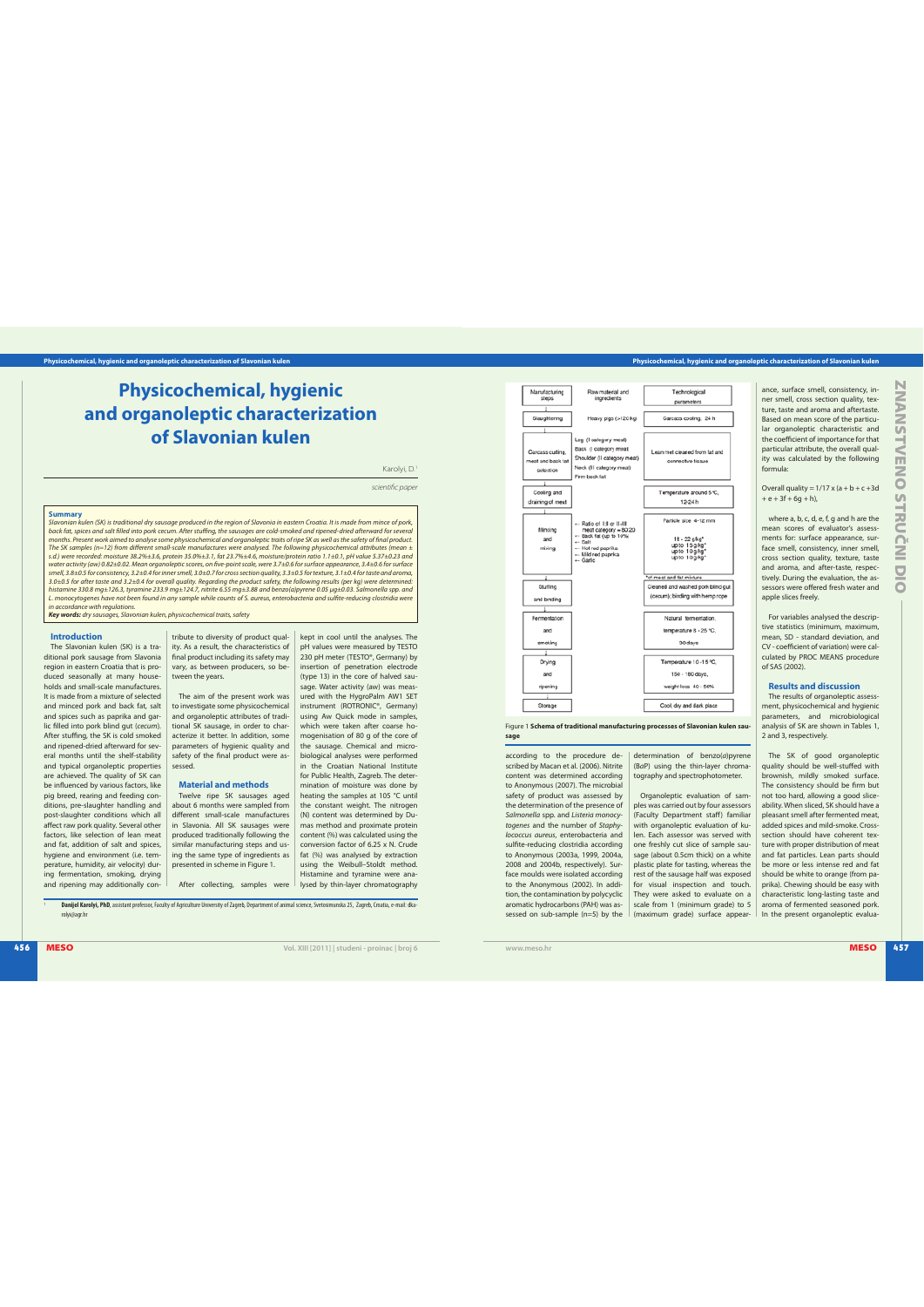# Physicochemical, hygienic and organoleptic characterization of Slavonian kulen

Karolyi, D.[1]

*scientific paper*

**Summary**

*Slavonian kulen (SK) is traditional dry sausage produced in the region of Slavonia in eastern Croatia. It is made from mince of pork, back fat, spices and salt filled into pork cecum. After stuffing, the sausages are cold-smoked and ripened-dried afterward for several months. Present work aimed to analyse some physicochemical and organoleptic traits of ripe SK as well as the safety of final product. The SK samples (n=12) from different small-scale manufactures were analysed. The following physicochemical attributes (mean ± s.d.) were recorded: moisture 38.2%±3.6, protein 35.0%±3.1, fat 23.7%±4.6, moisture/protein ratio 1.1±0.1, pH value 5.37±0.23 and water activity (aw) 0.82±0.02. Mean organoleptic scores, on five-point scale, were 3.7±0.6 for surface appearance, 3.4±0.6 for surface smell, 3.8±0.5 for consistency, 3.2±0.4 for inner smell, 3.0±0.7 for cross section quality, 3.3±0.5 for texture, 3.1±0.4 for taste and aroma, 3.0±0.5 for after taste and 3.2±0.4 for overall quality. Regarding the product safety, the following results (per kg) were determined: histamine 330.8 mg±126.3, tyramine 233.9 mg±124.7, nitrite 6.55 mg±3.88 and benzo(a)pyrene 0.05 μg±0.03. Salmonella spp. and L. monocytogenes have not been found in any sample while counts of S. aureus, enterobacteria and sulfite-reducing clostridia were in accordance with regulations.*

**Key words:** *dry sausages, Slavonian kulen, physicochemical traits, safety*

## Introduction

The Slavonian kulen (SK) is a traditional pork sausage from Slavonia region in eastern Croatia that is produced seasonally at many households and small-scale manufactures. It is made from a mixture of selected and minced pork and back fat, salt and spices such as paprika and garlic filled into pork blind gut (cecum). After stuffing, the SK is cold smoked and ripened-dried afterward for several months until the shelf-stability and typical organoleptic properties are achieved. The quality of SK can be influenced by various factors, like pig breed, rearing and feeding conditions, pre-slaughter handling and post-slaughter conditions which all affect raw pork quality. Several other factors, like selection of lean meat and fat, addition of salt and spices, hygiene and environment (i.e. temperature, humidity, air velocity) during fermentation, smoking, drying and ripening may additionally contribute to diversity of product quality. As a result, the characteristics of final product including its safety may vary, as between producers, so between the years.

The aim of the present work was to investigate some physicochemical and organoleptic attributes of traditional SK sausage, in order to characterize it better. In addition, some parameters of hygienic quality and safety of the final product were assessed.

## Material and methods

Twelve ripe SK sausages aged about 6 months were sampled from different small-scale manufactures in Slavonia. All SK sausages were produced traditionally following the similar manufacturing steps and using the same type of ingredients as presented in scheme in Figure 1.

After collecting, samples were kept in cool until the analyses. The pH values were measured by TESTO 230 pH meter (TESTO®, Germany) by insertion of penetration electrode (type 13) in the core of halved sausage. Water activity (aw) was measured with the HygroPalm AW1 SET instrument (ROTRONIC®, Germany) using Aw Quick mode in samples, which were taken after coarse homogenisation of 80 g of the core of the sausage. Chemical and microbiological analyses were performed in the Croatian National Institute for Public Health, Zagreb. The determination of moisture was done by heating the samples at 105 °C until the constant weight. The nitrogen (N) content was determined by Dumas method and proximate protein content (%) was calculated using the conversion factor of 6.25 x N. Crude fat (%) was analysed by extraction using the Weibull–Stoldt method. Histamine and tyramine were analysed by thin-layer chromatography according to the procedure described by Macan et al. (2006). Nitrite content was determined according to Anonymous (2007). The microbial safety of product was assessed by the determination of the presence of *Salmonella* spp. and *Listeria monocytogenes* and the number of *Staphylococcus aureus*, enterobacteria and sulfite-reducing clostridia according to Anonymous (2003a, 1999, 2004a, 2008 and 2004b, respectively). Surface moulds were isolated according to the Anonymous (2002). In addition, the contamination by polycyclic aromatic hydrocarbons (PAH) was assessed on sub-sample (n=5) by the determination of benzo(a)pyrene (BaP) using the thin-layer chromatography and spectrophotometer.

| Manufacturing steps | Raw material and ingredients | Technological parameters |
|---|---|---|
| Slaughtering | Heavy pigs (>120 kg) | Carcass cooling, 24 h |
| Carcass cutting, meat and back fat selection | Leg (I category meat)<br>Back (I category meat)<br>Shoulder (II category meat)<br>Neck (III category meat)<br>Firm back fat | Lean meat cleared from fat and connective tissue |
| Cooling and draining of meat | | Temperature around 5 °C, 12-24 h |
| Mincing and mixing | ← Ratio of I:II or I:II:III meat category = 80:20<br>← Back fat (up to 10%<br>← Salt<br>← Hot red paprika<br>← Mild red paprika<br>← Garlic | Particle size 4-12 mm<br><br>18 - 22 g/kg*<br>up to 15 g/kg*<br>up to 10 g/kg*<br>up to 10 g/kg*<br><br>*of meat and fat mixture |
| Stuffing and binding | | Cleaned and washed pork blind gut (cecum); binding with hemp rope |
| Fermentation and smoking | | Natural fermentation, temperature 8 - 25 °C, 30 days |
| Drying and ripening | | Temperature 10 -15 °C, 150 - 180 days, weight loss 40 - 50% |
| Storage | | Cool, dry and dark place |

Figure 1 **Schema of traditional manufacturing processes of Slavonian kulen sausage**

Organoleptic evaluation of samples was carried out by four assessors (Faculty Department staff) familiar with organoleptic evaluation of kulen. Each assessor was served with one freshly cut slice of sample sausage (about 0.5cm thick) on a white plastic plate for tasting, whereas the rest of the sausage half was exposed for visual inspection and touch. They were asked to evaluate on a scale from 1 (minimum grade) to 5 (maximum grade) surface appearance, surface smell, consistency, inner smell, cross section quality, texture, taste and aroma and aftertaste. Based on mean score of the particular organoleptic characteristic and the coefficient of importance for that particular attribute, the overall quality was calculated by the following formula:

$$\text{Overall quality} = 1/17 \times (a + b + c + 3d + e + 3f + 6g + h),$$

where a, b, c, d, e, f, g and h are the mean scores of evaluator's assessments for: surface appearance, surface smell, consistency, inner smell, cross section quality, texture, taste and aroma, and after-taste, respectively. During the evaluation, the assessors were offered fresh water and apple slices freely.

For variables analysed the descriptive statistics (minimum, maximum, mean, SD - standard deviation, and CV - coefficient of variation) were calculated by PROC MEANS procedure of SAS (2002).

## Results and discussion

The results of organoleptic assessment, physicochemical and hygienic parameters, and microbiological analysis of SK are shown in Tables 1, 2 and 3, respectively.

The SK of good organoleptic quality should be well-stuffed with brownish, mildly smoked surface. The consistency should be firm but not too hard, allowing a good slice-ability. When sliced, SK should have a pleasant smell after fermented meat, added spices and mild-smoke. Cross-section should have coherent texture with proper distribution of meat and fat particles. Lean parts should be more or less intense red and fat should be white to orange (from paprika). Chewing should be easy with characteristic long-lasting taste and aroma of fermented seasoned pork. In the present organoleptic evalua-

[1] **Danijel Karolyi, PhD**, assistant professor, Faculty of Agriculture University of Zagreb, Department of animal science, Svetosimunska 25, Zagreb, Croatia, e-mail: dkarolyi@agr.hr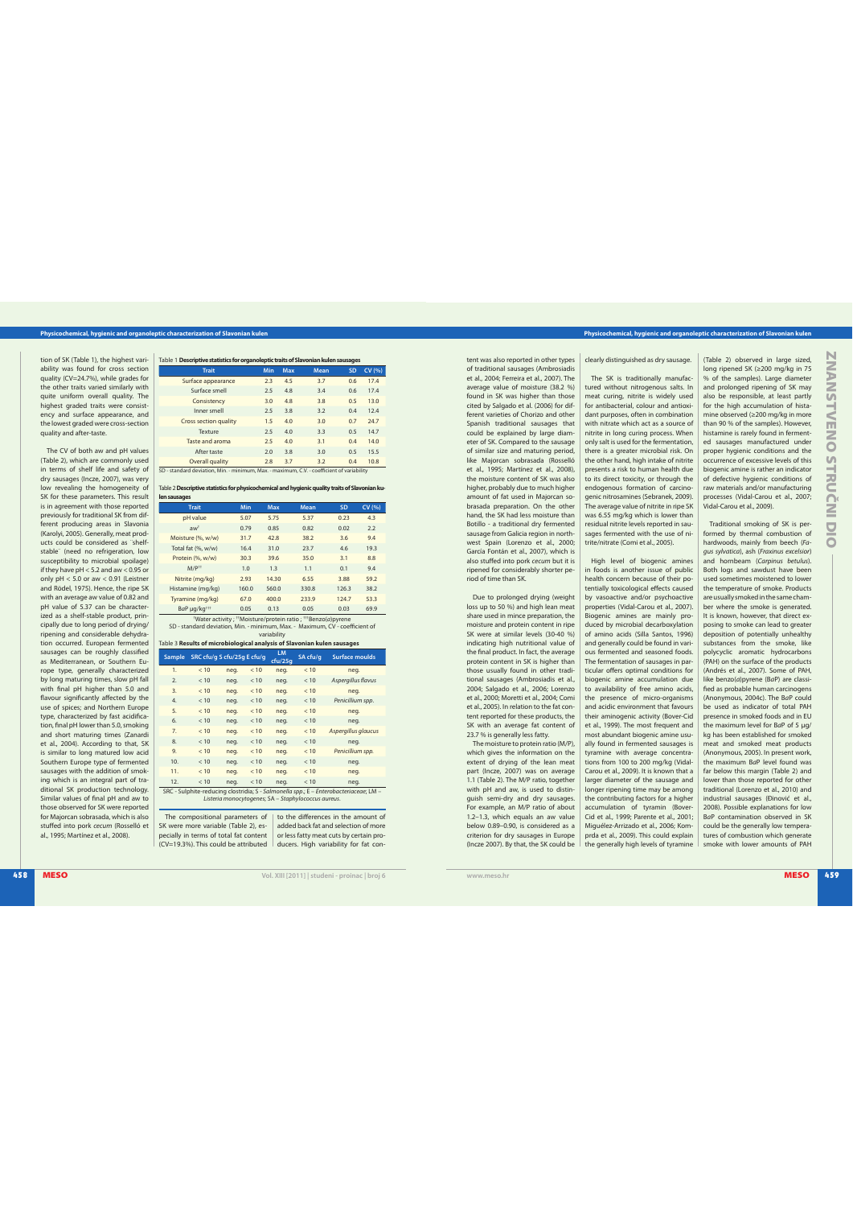tion of SK (Table 1), the highest variability was found for cross section quality (CV=24.7%), while grades for the other traits varied similarly with quite uniform overall quality. The highest graded traits were consistency and surface appearance, and the lowest graded were cross-section quality and after-taste.

The CV of both aw and pH values (Table 2), which are commonly used in terms of shelf life and safety of dry sausages (Incze, 2007), was very low revealing the homogeneity of SK for these parameters. This result is in agreement with those reported previously for traditional SK from different producing areas in Slavonia (Karolyi, 2005). Generally, meat products could be considered as ´shelf-stable´ (need no refrigeration, low susceptibility to microbial spoilage) if they have pH < 5.2 and aw < 0.95 or only pH < 5.0 or aw < 0.91 (Leistner and Rödel, 1975). Hence, the ripe SK with an average aw value of 0.82 and pH value of 5.37 can be characterized as a shelf-stable product, principally due to long period of drying/ripening and considerable dehydration occurred. European fermented sausages can be roughly classified as Mediterranean, or Southern Europe type, generally characterized by long maturing times, slow pH fall with final pH higher than 5.0 and flavour significantly affected by the use of spices; and Northern Europe type, characterized by fast acidification, final pH lower than 5.0, smoking and short maturing times (Zanardi et al., 2004). According to that, SK is similar to long matured low acid Southern Europe type of fermented sausages with the addition of smoking which is an integral part of traditional SK production technology. Similar values of final pH and aw to those observed for SK were reported for Majorcan sobrasada, which is also stuffed into pork *cecum* (Rosselló et al., 1995; Martínez et al., 2008).

Table 1 **Descriptive statistics for organoleptic traits of Slavonian kulen sausages**

| Trait | Min | Max | Mean | SD | CV (%) |
|---|---|---|---|---|---|
| Surface appearance | 2.3 | 4.5 | 3.7 | 0.6 | 17.4 |
| Surface smell | 2.5 | 4.8 | 3.4 | 0.6 | 17.4 |
| Consistency | 3.0 | 4.8 | 3.8 | 0.5 | 13.0 |
| Inner smell | 2.5 | 3.8 | 3.2 | 0.4 | 12.4 |
| Cross section quality | 1.5 | 4.0 | 3.0 | 0.7 | 24.7 |
| Texture | 2.5 | 4.0 | 3.3 | 0.5 | 14.7 |
| Taste and aroma | 2.5 | 4.0 | 3.1 | 0.4 | 14.0 |
| After taste | 2.0 | 3.8 | 3.0 | 0.5 | 15.5 |
| Overall quality | 2.8 | 3.7 | 3.2 | 0.4 | 10.8 |

SD - standard deviation, Min. - minimum, Max. - maximum, C.V. - coefficient of variability

Table 2 **Descriptive statistics for physicochemical and hygienic quality traits of Slavonian kulen sausages**

| Trait | Min | Max | Mean | SD | CV (%) |
|---|---|---|---|---|---|
| pH value | 5.07 | 5.75 | 5.37 | 0.23 | 4.3 |
| aw[†] | 0.79 | 0.85 | 0.82 | 0.02 | 2.2 |
| Moisture (%, w/w) | 31.7 | 42.8 | 38.2 | 3.6 | 9.4 |
| Total fat (%, w/w) | 16.4 | 31.0 | 23.7 | 4.6 | 19.3 |
| Protein (%, w/w) | 30.3 | 39.6 | 35.0 | 3.1 | 8.8 |
| M/P[††] | 1.0 | 1.3 | 1.1 | 0.1 | 9.4 |
| Nitrite (mg/kg) | 2.93 | 14.30 | 6.55 | 3.88 | 59.2 |
| Histamine (mg/kg) | 160.0 | 560.0 | 330.8 | 126.3 | 38.2 |
| Tyramine (mg/kg) | 67.0 | 400.0 | 233.9 | 124.7 | 53.3 |
| BaP µg/kg[†††] | 0.05 | 0.13 | 0.05 | 0.03 | 69.9 |

[†]Water activity ; [††]Moisture/protein ratio ; [†††]Benzo(*a*)pyrene
SD - standard deviation, Min. - minimum, Max. - Maximum, CV - coefficient of variability

Table 3 **Results of microbiological analysis of Slavonian kulen sausages**

| Sample | SRC cfu/g | S cfu/25g | E cfu/g | LM cfu/25g | SA cfu/g | Surface moulds |
|---|---|---|---|---|---|---|
| 1. | < 10 | neg. | < 10 | neg. | < 10 | neg. |
| 2. | < 10 | neg. | < 10 | neg. | < 10 | *Aspergillus flavus* |
| 3. | < 10 | neg. | < 10 | neg. | < 10 | neg. |
| 4. | < 10 | neg. | < 10 | neg. | < 10 | *Penicillium spp.* |
| 5. | < 10 | neg. | < 10 | neg. | < 10 | neg. |
| 6. | < 10 | neg. | < 10 | neg. | < 10 | neg. |
| 7. | < 10 | neg. | < 10 | neg. | < 10 | *Aspergillus glaucus* |
| 8. | < 10 | neg. | < 10 | neg. | < 10 | neg. |
| 9. | < 10 | neg. | < 10 | neg. | < 10 | *Penicillium spp.* |
| 10. | < 10 | neg. | < 10 | neg. | < 10 | neg. |
| 11. | < 10 | neg. | < 10 | neg. | < 10 | neg. |
| 12. | < 10 | neg. | < 10 | neg. | < 10 | neg. |

SRC - Sulphite-reducing clostridia; S - *Salmonella spp.*; E – *Enterobacteriaceae*; LM – *Listeria monocytogenes*; SA – *Staphylococcus aureus.*

The compositional parameters of SK were more variable (Table 2), especially in terms of total fat content (CV=19.3%). This could be attributed to the differences in the amount of added back fat and selection of more or less fatty meat cuts by certain producers. High variability for fat content was also reported in other types of traditional sausages (Ambrosiadis et al., 2004; Ferreira et al., 2007). The average value of moisture (38.2 %) found in SK was higher than those cited by Salgado et al. (2006) for different varieties of Chorizo and other Spanish traditional sausages that could be explained by large diameter of SK. Compared to the sausage of similar size and maturing period, like Majorcan sobrasada (Rosselló et al., 1995; Martínez et al., 2008), the moisture content of SK was also higher, probably due to much higher amount of fat used in Majorcan sobrasada preparation. On the other hand, the SK had less moisture than Botillo - a traditional dry fermented sausage from Galicia region in northwest Spain (Lorenzo et al., 2000; García Fontán et al., 2007), which is also stuffed into pork *cecum* but it is ripened for considerably shorter period of time than SK.

Due to prolonged drying (weight loss up to 50 %) and high lean meat share used in mince preparation, the moisture and protein content in ripe SK were at similar levels (30-40 %) indicating high nutritional value of the final product. In fact, the average protein content in SK is higher than those usually found in other traditional sausages (Ambrosiadis et al., 2004; Salgado et al., 2006; Lorenzo et al., 2000; Moretti et al., 2004; Comi et al., 2005). In relation to the fat content reported for these products, the SK with an average fat content of 23.7 % is generally less fatty.

The moisture to protein ratio (M/P), which gives the information on the extent of drying of the lean meat part (Incze, 2007) was on average 1.1 (Table 2). The M/P ratio, together with pH and aw, is used to distinguish semi-dry and dry sausages. For example, an M/P ratio of about 1.2–1.3, which equals an aw value below 0.89–0.90, is considered as a criterion for dry sausages in Europe (Incze 2007). By that, the SK could be clearly distinguished as dry sausage.

The SK is traditionally manufactured without nitrogenous salts. In meat curing, nitrite is widely used for antibacterial, colour and antioxidant purposes, often in combination with nitrate which act as a source of nitrite in long curing process. When only salt is used for the fermentation, there is a greater microbial risk. On the other hand, high intake of nitrite presents a risk to human health due to its direct toxicity, or through the endogenous formation of carcinogenic nitrosamines (Sebranek, 2009). The average value of nitrite in ripe SK was 6.55 mg/kg which is lower than residual nitrite levels reported in sausages fermented with the use of nitrite/nitrate (Comi et al., 2005).

High level of biogenic amines in foods is another issue of public health concern because of their potentially toxicological effects caused by vasoactive and/or psychoactive properties (Vidal-Carou et al., 2007). Biogenic amines are mainly produced by microbial decarboxylation of amino acids (Silla Santos, 1996) and generally could be found in various fermented and seasoned foods. The fermentation of sausages in particular offers optimal conditions for biogenic amine accumulation due to availability of free amino acids, the presence of micro-organisms and acidic environment that favours their aminogenic activity (Bover-Cid et al., 1999). The most frequent and most abundant biogenic amine usually found in fermented sausages is tyramine with average concentrations from 100 to 200 mg/kg (Vidal-Carou et al., 2009). It is known that a larger diameter of the sausage and longer ripening time may be among the contributing factors for a higher accumulation of tyramin (Bover-Cid et al., 1999; Parente et al., 2001; Miguélez-Arrizado et al., 2006; Komprda et al., 2009). This could explain the generally high levels of tyramine (Table 2) observed in large sized, long ripened SK (≥200 mg/kg in 75 % of the samples). Large diameter and prolonged ripening of SK may also be responsible, at least partly for the high accumulation of histamine observed (≥200 mg/kg in more than 90 % of the samples). However, histamine is rarely found in fermented sausages manufactured under proper hygienic conditions and the occurrence of excessive levels of this biogenic amine is rather an indicator of defective hygienic conditions of raw materials and/or manufacturing processes (Vidal-Carou et al., 2007; Vidal-Carou et al., 2009).

Traditional smoking of SK is performed by thermal combustion of hardwoods, mainly from beech (*Fagus sylvatica*), ash (*Fraxinus excelsior*) and hornbeam (*Carpinus betulus*). Both logs and sawdust have been used sometimes moistened to lower the temperature of smoke. Products are usually smoked in the same chamber where the smoke is generated. It is known, however, that direct exposing to smoke can lead to greater deposition of potentially unhealthy substances from the smoke, like polycyclic aromatic hydrocarbons (PAH) on the surface of the products (Andrés et al., 2007). Some of PAH, like benzo(*a*)pyrene (BaP) are classified as probable human carcinogens (Anonymous, 2004c). The BaP could be used as indicator of total PAH presence in smoked foods and in EU the maximum level for BaP of 5 µg/kg has been established for smoked meat and smoked meat products (Anonymous, 2005). In present work, the maximum BaP level found was far below this margin (Table 2) and lower than those reported for other traditional (Lorenzo et al., 2010) and industrial sausages (Đinović et al., 2008). Possible explanations for low BaP contamination observed in SK could be the generally low temperatures of combustion which generate smoke with lower amounts of PAH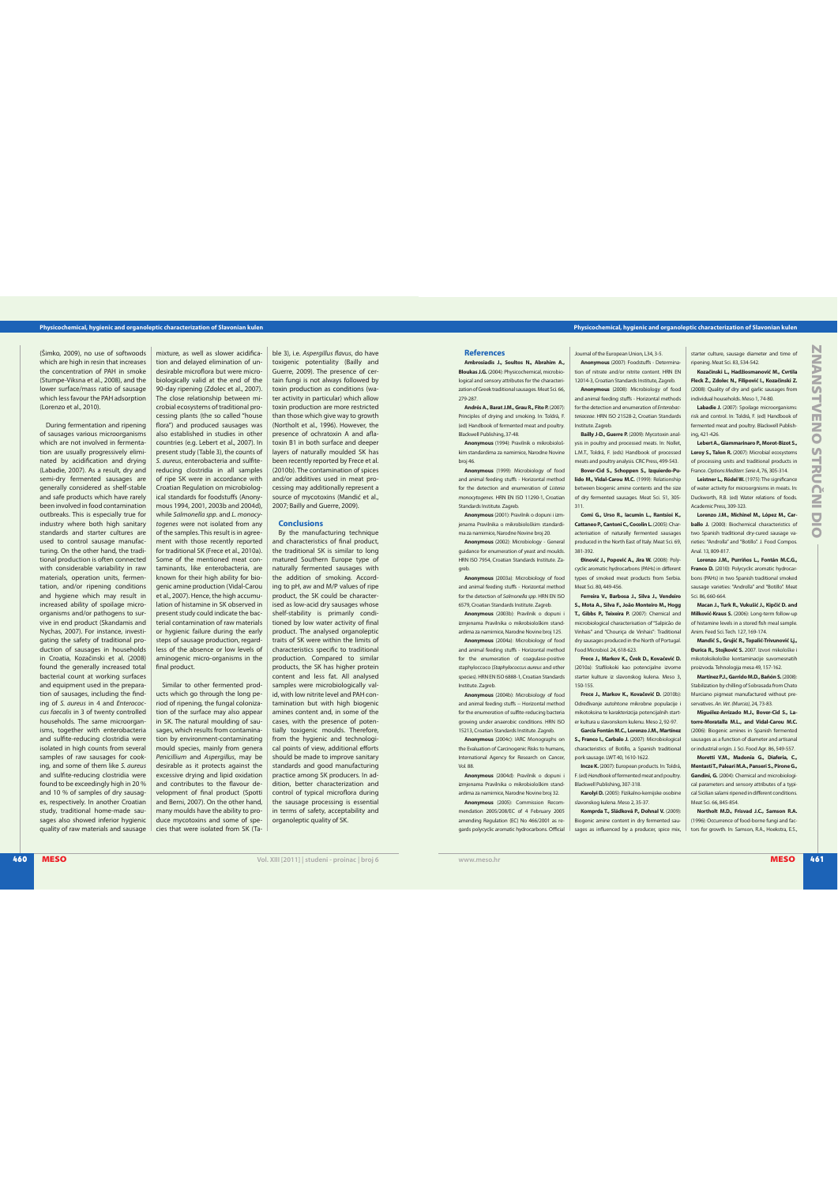(Šimko, 2009), no use of softwoods which are high in resin that increases the concentration of PAH in smoke (Stumpe-Viksna et al., 2008), and the lower surface/mass ratio of sausage which less favour the PAH adsorption (Lorenzo et al., 2010).

During fermentation and ripening of sausages various microorganisms which are not involved in fermentation are usually progressively eliminated by acidification and drying (Labadie, 2007). As a result, dry and semi-dry fermented sausages are generally considered as shelf-stable and safe products which have rarely been involved in food contamination outbreaks. This is especially true for industry where both high sanitary standards and starter cultures are used to control sausage manufacturing. On the other hand, the traditional production is often connected with considerable variability in raw materials, operation units, fermentation, and/or ripening conditions and hygiene which may result in increased ability of spoilage microorganisms and/or pathogens to survive in end product (Skandamis and Nychas, 2007). For instance, investigating the safety of traditional production of sausages in households in Croatia, Kozačinski et al. (2008) found the generally increased total bacterial count at working surfaces and equipment used in the preparation of sausages, including the finding of *S. aureus* in 4 and *Enterococcus faecalis* in 3 of twenty controlled households. The same microorganisms, together with enterobacteria and sulfite-reducing clostridia were isolated in high counts from several samples of raw sausages for cooking, and some of them like *S. aureus* and sulfite-reducing clostridia were found to be exceedingly high in 20 % and 10 % of samples of dry sausages, respectively. In another Croatian study, traditional home-made sausages also showed inferior hygienic quality of raw materials and sausage mixture, as well as slower acidification and delayed elimination of undesirable microflora but were microbiologically valid at the end of the 90-day ripening (Zdolec et al., 2007). The close relationship between microbial ecosystems of traditional processing plants (the so called "house flora") and produced sausages was also established in studies in other countries (e.g. Lebert et al., 2007). In present study (Table 3), the counts of *S. aureus*, enterobacteria and sulfite-reducing clostridia in all samples of ripe SK were in accordance with Croatian Regulation on microbiological standards for foodstuffs (Anonymous 1994, 2001, 2003b and 2004d), while *Salmonella spp.* and *L. monocytogenes* were not isolated from any of the samples. This result is in agreement with those recently reported for traditional SK (Frece et al., 2010a). Some of the mentioned meat contaminants, like enterobacteria, are known for their high ability for biogenic amine production (Vidal-Carou et al., 2007). Hence, the high accumulation of histamine in SK observed in present study could indicate the bacterial contamination of raw materials or hygienic failure during the early steps of sausage production, regardless of the absence or low levels of aminogenic micro-organisms in the final product.

Similar to other fermented products which go through the long period of ripening, the fungal colonization of the surface may also appear in SK. The natural moulding of sausages, which results from contamination by environment-contaminating mould species, mainly from genera *Penicillium* and *Aspergillus*, may be desirable as it protects against the excessive drying and lipid oxidation and contributes to the flavour development of final product (Spotti and Berni, 2007). On the other hand, many moulds have the ability to produce mycotoxins and some of species that were isolated from SK (Table 3), i.e. *Aspergillus flavus*, do have toxigenic potentiality (Bailly and Guerre, 2009). The presence of certain fungi is not always followed by toxin production as conditions (water activity in particular) which allow toxin production are more restricted than those which give way to growth (Northolt et al., 1996). However, the presence of ochratoxin A and aflatoxin B1 in both surface and deeper layers of naturally moulded SK has been recently reported by Frece et al. (2010b). The contamination of spices and/or additives used in meat processing may additionally represent a source of mycotoxins (Mandić et al., 2007; Bailly and Guerre, 2009).

## Conclusions

By the manufacturing technique and characteristics of final product, the traditional SK is similar to long matured Southern Europe type of naturally fermented sausages with the addition of smoking. According to pH, aw and M/P values of ripe product, the SK could be characterised as low-acid dry sausages whose shelf-stability is primarily conditioned by low water activity of final product. The analysed organoleptic traits of SK were within the limits of characteristics specific to traditional production. Compared to similar products, the SK has higher protein content and less fat. All analysed samples were microbiologically valid, with low nitrite level and PAH contamination but with high biogenic amines content and, in some of the cases, with the presence of potentially toxigenic moulds. Therefore, from the hygienic and technological points of view, additional efforts should be made to improve sanitary standards and good manufacturing practice among SK producers. In addition, better characterization and control of typical microflora during the sausage processing is essential in terms of safety, acceptability and organoleptic quality of SK.

## References

**Ambrosiadis J., Soultos N., Abrahim A., Bloukas J.G.** (2004): Physicochemical, microbiological and sensory attributes for the characterization of Greek traditional sausages. Meat Sci. 66, 279-287.

**Andrés A., Barat J.M., Grau R., Fito P.** (2007): Principles of drying and smoking. In: Toldrá, F. (ed) Handbook of fermented meat and poultry. Blackwell Publishing, 37-48.

**Anonymous** (1994): Pravilnik o mikrobiološkim standardima za namirnice, Narodne Novine broj 46.

**Anonymous** (1999): Microbiology of food and animal feeding stuffs - Horizontal method for the detection and enumeration of *Listeria monocytogenes*. HRN EN ISO 11290-1, Croatian Standards Institute. Zagreb.

**Anonymous** (2001): Pravilnik o dopuni i izmjenama Pravilnika o mikrobiološkim standardima za namirnice, Narodne Novine broj 20.

**Anonymous** (2002): Microbiology - General guidance for enumeration of yeast and moulds. HRN ISO 7954, Croatian Standards Institute. Zagreb.

**Anonymous** (2003a): Microbiology of food and animal feeding stuffs - Horizontal method for the detection of *Salmonella spp*. HRN EN ISO 6579, Croatian Standards Institute. Zagreb.

**Anonymous** (2003b): Pravilnik o dopuni i izmjenama Pravilnika o mikrobiološkim standardima za namirnice, Narodne Novine broj 125.

**Anonymous** (2004a): Microbiology of food and animal feeding stuffs - Horizontal method for the enumeration of coagulase-positive staphyloccoco (*Staphylococcus aureus* and other species). HRN EN ISO 6888-1, Croatian Standards Institute. Zagreb.

**Anonymous** (2004b): Microbiology of food and animal feeding stuffs – Horizontal method for the enumeration of sulfite-reducing bacteria growing under anaerobic conditions. HRN ISO 15213, Croatian Standards Institute. Zagreb.

**Anonymous** (2004c): IARC Monographs on the Evaluation of Carcinogenic Risks to humans, International Agency for Research on Cancer, Vol 88.

**Anonymous** (2004d): Pravilnik o dopuni i izmjenama Pravilnika o mikrobiološkim standardima za namirnice, Narodne Novine broj 32.

**Anonymous** (2005): Commission Recommendation 2005/208/EC of 4 February 2005 amending Regulation (EC) No 466/2001 as regards polycyclic aromatic hydrocarbons. Official Journal of the European Union, L34, 3-5.

**Anonymous** (2007): Foodstuffs - Determination of nitrate and/or nitrite content. HRN EN 12014-3, Croatian Standards Institute, Zagreb.

**Anonymous** (2008): Microbiology of food and animal feeding stuffs - Horizontal methods for the detection and enumeration of *Enterobacteriaceae*. HRN ISO 21528-2, Croatian Standards Institute. Zagreb.

**Bailly J-D., Guerre P.** (2009): Mycotoxin analysis in poultry and processed meats. In: Nollet, L.M.T., Toldrá, F. (eds) Handbook of processed meats and poultry analysis. CRC Press, 499-543.

**Bover-Cid S., Schoppen S., Izquierdo-Pulido M., Vidal-Carou M.C.** (1999): Relationship between biogenic amine contents and the size of dry fermented sausages. Meat Sci. 51, 305-311.

**Comi G., Urso R., Iacumin L., Rantsioi K., Cattaneo P., Cantoni C., Cocolin L.** (2005): Characterisation of naturally fermented sausages produced in the North East of Italy. Meat Sci. 69, 381-392.

**Đinović J., Popović A., Jira W.** (2008): Polycyclic aromatic hydrocarbons (PAHs) in different types of smoked meat products from Serbia. Meat Sci. 80, 449-456.

**Ferreira V., Barbosa J., Silva J., Vendeiro S., Mota A., Silva F., João Monteiro M., Hogg T., Gibbs P., Teixeira P.** (2007): Chemical and microbiological characterisation of "Salpicão de Vinhais" and "Chouriça de Vinhais": Traditional dry sausages produced in the North of Portugal. Food Microbiol. 24, 618-623.

**Frece J., Markov K., Čvek D., Kovačević D.** (2010a): Staflokoki kao potencijalne izvorne starter kulture iz slavonskog kulena. Meso 3, 150-155.

**Frece J., Markov K., Kovačević D.** (2010b): Određivanje autohtone mikrobne populacije i mikotoksina te karakterizacija potencijalnih starter kultura u slavonskom kulenu. Meso 2, 92-97.

**García Fontán M.C., Lorenzo J.M., Martínez S., Franco I., Carbalo J.** (2007): Microbiological characteristics of Botillo, a Spanish traditional pork sausage. LWT 40, 1610-1622.

**Incze K.** (2007): European products. In: Toldrá, F. (ed) Handbook of fermented meat and poultry. Blackwell Publishing, 307-318.

**Karolyi D.** (2005): Fizikalno-kemijske osobine slavonskog kulena. Meso 2, 35-37.

**Komprda T., Sládková P., Dohnal V.** (2009): Biogenic amine content in dry fermented sausages as influenced by a producer, spice mix, starter culture, sausage diameter and time of ripening. Meat Sci. 83, 534-542.

**Kozačinski L., Hadžiosmanović M., Cvrtila Fleck Z., Zdolec N., Filipović I., Kozačinski Z.** (2008): Quality of dry and garlic sausages from individual households. Meso 1, 74-80.

**Labadie J.** (2007): Spoilage microorganisms: risk and control. In: Toldrá, F. (ed) Handbook of fermented meat and poultry. Blackwell Publishing, 421-426.

**Lebert A., Giammarinaro P., Morot-Bizot S., Leroy S., Talon R.** (2007): Microbial ecosystems of processing units and traditional products in France. *Options Mediterr. Serie A*, 76, 305-314.

**Leistner L., Rödel W.** (1975): The significance of water activity for microorgnisms in meats. In: Duckworth, R.B. (ed) Water relations of foods. Academic Press, 309-323.

**Lorenzo J.M., Michinel M., López M., Carballo J.** (2000): Biochemical characteristics of two Spanish traditional dry-cured sausage varieties: "Androlla" and "Botillo". J. Food Compos. Anal. 13, 809-817.

**Lorenzo J.M., Purriños L., Fontán M.C.G., Franco D.** (2010): Polycyclic aromatic hydrocarbons (PAHs) in two Spanish traditional smoked sausage varieties: "Androlla" and "Botillo". Meat Sci. 86, 660-664.

**Macan J., Turk R., Vukušić J., Kipčić D. and Milković-Kraus S.** (2006): Long-term follow-up of histamine levels in a stored fish meal sample. Anim. Feed Sci. Tech. 127, 169-174.

**Mandić S., Grujić R., Topalić-Trivunović Lj., Đurica R., Stojković S.** 2007. Izvori mikološke i mikotoksikološke kontaminacije suvomesnatih proizvoda. Tehnologija mesa 49, 157-162.

**Martínez P.J., Garrido M.D., Bañón S.** (2008): Stabilization by chilling of Sobrasada from Chato Murciano pigmeat manufactured without preservatives. *An. Vet. (Murcia)*, 24, 73-83.

**Miguélez-Arrizado M.J., Bover-Cid S., Latorre-Moratalla M.L., and Vidal-Carou M.C.** (2006): Biogenic amines in Spanish fermented sausages as a function of diameter and artisanal or industrial origin. J. Sci. Food Agr. 86, 549-557.

**Moretti V.M., Madonia G., Diaferia, C., Mentasti T., Paleari M.A., Panseri S., Pirone G., Gandini, G.** (2004): Chemical and microbiological parameters and sensory attributes of a typical Sicilian salami ripened in different conditions. Meat Sci. 66, 845-854.

**Northolt M.D., Frisvad J.C., Samson R.A.** (1996): Occurrence of food-borne fungi and factors for growth. In: Samson, R.A., Hoekstra, E.S.,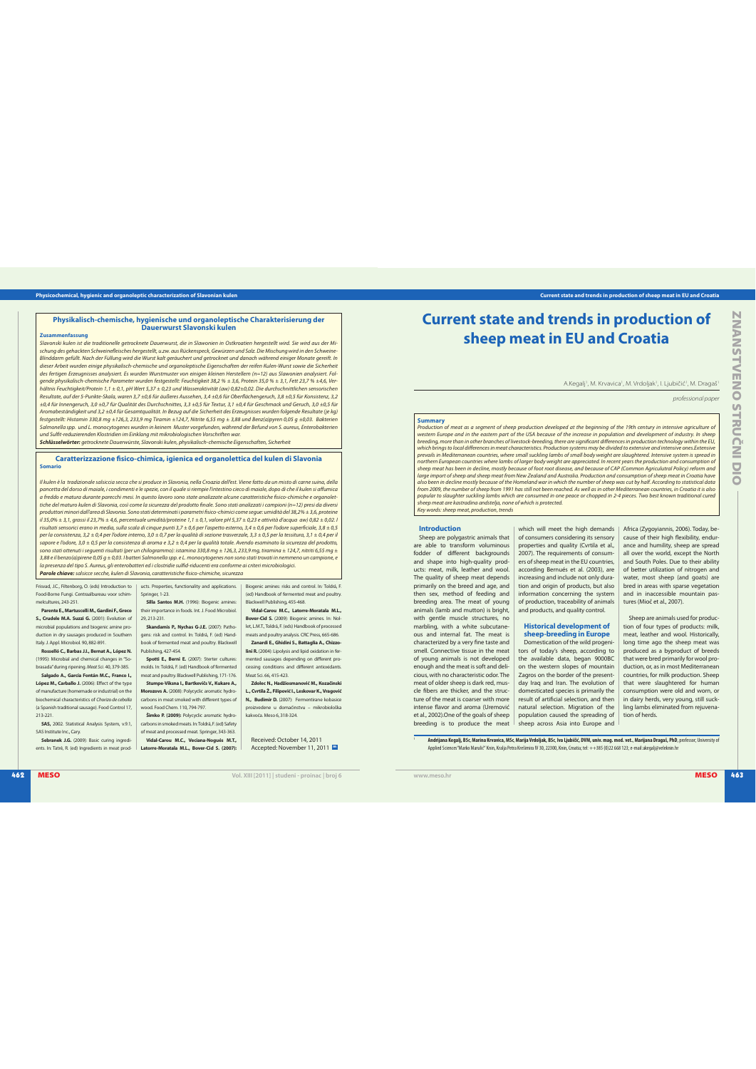## Physikalisch-chemische, hygienische und organoleptische Charakterisierung der Dauerwurst Slavonski kulen

**Zusammenfassung**

*Slavonski kulen ist die traditionelle getrocknete Dauerwurst, die in Slavonien in Ostkroatien hergestellt wird. Sie wird aus der Mischung des gehackten Schweinefleisches hergestellt, u.zw. aus Rückenspeck, Gewürzen und Salz. Die Mischung wird in den Schweine-Blinddarm gefüllt. Nach der Füllung wird die Wurst kalt geräuchert und getrocknet und danach während einiger Monate gereift. In dieser Arbeit wurden einige physikalisch-chemische und organoleptische Eigenschaften der reifen Kulen-Wurst sowie die Sicherheit des fertigen Erzeugnisses analysiert. Es wurden Wurstmuster von einigen kleinen Herstellern (n=12) aus Slavonien analysiert. Folgende physikalisch-chemische Parameter wurden festgestellt: Feuchtigkeit 38,2 % ± 3,6, Protein 35,0 % ± 3,1, Fett 23,7 % ±4,6, Verhältnis Feuchtigkeit/Protein 1,1 ± 0,1, pH Wert 5,37 ± 0,23 und Wasseraktivität (aw) 0,82±0,02. Die durchschnittlichen sensorischen Resultate, auf der 5-Punkte-Skala, waren 3,7 ±0,6 für äußeres Aussehen, 3,4 ±0,6 für Oberflächengeruch, 3,8 ±0,5 für Konsistenz, 3,2 ±0,4 für Innengeruch, 3,0 ±0,7 für Qualität des Durchschnittes, 3,3 ±0,5 für Textur, 3,1 ±0,4 für Geschmack und Geruch, 3,0 ±0,5 für Aromabeständigkeit und 3,2 ±0,4 für Gesamtqualität. In Bezug auf die Sicherheit des Erzeugnisses wurden folgende Resultate (je kg) festgestellt: Histamin 330,8 mg ±126,3, 233,9 mg Tyramin ±124,7, Nitrite 6,55 mg ± 3,88 und Benz(a)pyren 0,05 g ±0,03. Bakterien Salmonella spp. und L. monocytogenes wurden in keinem Muster vorgefunden, während der Befund von S. aureus, Enterobakterien und Sulfit-reduzierenden Klostridien im Einklang mit mikrobiologischen Vorschriften war.*

***Schlüsselwörter:*** *getrocknete Dauerwürste, Slavonski kulen, physikalisch-chemische Eigenschaften, Sicherheit*

## Caratterizzazione fisico-chimica, igienica ed organolettica del kulen di Slavonia

**Somario**

*Il kulen è la tradizionale salsiccia secca che si produce in Slavonia, nella Croazia dell'est. Viene fatto da un misto di carne suina, della pancetta del dorso di maiale, i condimenti e le spezie, con il quale si riempie l'intestino cieco di maiale, dopo di che il kulen si affumica a freddo e matura durante parecchi mesi. In questo lavoro sono state analizzate alcune caratteristiche fisico-chimiche e organolettiche del maturo kulen di Slavonia, così come la sicurezza del prodotto finale. Sono stati analizzati i campioni (n=12) presi da diversi produttori minori dall'area di Slavonia. Sono stati determinati i parametri fisico-chimici come segue: umidità del 38,2% ± 3,6, proteine il 35,0% ± 3,1, grassi il 23,7% ± 4,6, percentuale umidità/proteine 1,1 ± 0,1, valore pH 5,37 ± 0,23 e attività d'acqua aw) 0,82 ± 0,02. I risultati sensori erano in media, sulla scala di cinque punti 3,7 ± 0,6 per l'aspetto esterno, 3,4 ± 0,6 per l'odore superficiale, 3,8 ± 0,5 per la consistenza, 3,2 ± 0,4 per l'odore interno, 3,0 ± 0,7 per la qualità di sezione trasverzale, 3,3 ± 0,5 per la tessitura, 3,1 ± 0,4 per il sapore e l'odore, 3,0 ± 0,5 per la consistenza di aroma e 3,2 ± 0,4 per la qualità totale. Avendo esaminato la sicurezza del prodotto, sono stati ottenuti i seguenti risultati (per un chilogrammo): istamina 330,8 mg ± 126,3, 233,9 mg, tiramina ± 124,7, nitriti 6,55 mg ± 3,88 e il benzo(a)pirene 0,05 g ± 0,03. I batteri Salmonella spp. e L. monocytogenes non sono stati trovati in nemmeno un campione, e la presenza del tipo S. Aureus, gli enterobatteri ed i clostridie sulfid-riducenti erano conforme ai criteri microbiologici.*

***Parole chiave:*** *salsicce secche, kulen di Slavonia, caratteristiche fisico-chimiche, sicurezza*

Frisvad, J.C., Filtenborg, O. (eds) Introduction to Food-Borne Fungi. Centraalbureau voor schimmelcultures, 243-251.

**Parente E., Martuscelli M., Gardini F., Grieco S., Crudele M.A. Suzzi G.** (2001): Evolution of microbial populations and biogenic amine production in dry sausages produced in Southern Italy. J. Appl. Microbiol. 90, 882-891.

**Rosselló C., Barbas J.I., Bernat A., López N.** (1995): Microbial and chemical changes in "Sobrasada" during ripening. Meat Sci. 40, 379-385.

**Salgado A., García Fontán M.C., Franco I., López M., Carballo J.** (2006): Effect of the type of manufacture (homemade or industrial) on the biochemical characteristics of *Chorizo de cebolla* (a Spanish traditional sausage). Food Control 17, 213-221.

**SAS**, 2002. Statistical Analysis System, v.9.1, SAS Institute Inc., Cary.

**Sebranek J.G.** (2009): Basic curing ingredients. In: Tatrič, R. (ed) Ingredients in meat products. Properties, functionality and applications. Springer, 1-23.

**Silla Santos M.H.** (1996): Biogenic amines: their importance in foods. Int. J. Food Microbiol. 29, 213-231.

**Skandamis P., Nychas G-J.E.** (2007): Pathogens: risk and control. In: Toldrá, F. (ed) Handbook of fermented meat and poultry. Blackwell Publishing, 427-454.

**Spotti E., Berni E.** (2007): Starter cultures: molds. In: Toldrá, F. (ed) Handbook of fermented meat and poultry. Blackwell Publishing, 171-176.

**Stumpe-Viksna I., Bartkevičs V., Kukare A., Morozovs A.** (2008): Polycyclic aromatic hydrocarbons in meat smoked with different types of wood. Food Chem. 110, 794-797.

**Šimko P. (2009):** Polycyclic aromatic hydrocarbons in smoked meats. In: Toldrá, F. (ed) Safety of meat and processed meat. Springer, 343-363.

**Vidal-Carou M.C., Veciana-Nogués M.T., Latorre-Moratala M.L., Bover-Cid S. (2007):** Biogenic amines: risks and control. In: Toldrá, F. (ed) Handbook of fermented meat and poultry. Blackwell Publishing, 455-468.

**Vidal-Carou M.C., Latorre-Moratala M.L., Bover-Cid S.** (2009): Biogenic amines. In: Nollet, L.M.T., Toldrá, F. (eds) Handbook of processed meats and poultry analysis. CRC Press, 665-686.

**Zanardi E., Ghidini S., Battaglia A., Chizzolini R.** (2004): Lipolysis and lipid oxidation in fermented sausages depending on different processing conditions and different antioxidants. Meat Sci. 66, 415-423.

**Zdolec N., Hadžiosmanović M., Kozačinski L., Cvrtila Ž., Filipović I., Leskovar K., Vragović N., Budimir D.** (2007). Fermentirane kobasice proizvedene u domaćinstvu – mikrobiološka kakvoća. Meso 6, 318-324.

Received: October 14, 2011
Accepted: November 11, 2011

# Current state and trends in production of sheep meat in EU and Croatia

A.Kegalj[1], M. Krvavica[1], M. Vrdoljak[1], I. Ljubičić[1], M. Dragaš[1]

*professional paper*

**Summary**

*Production of meat as a segment of sheep production developed at the beginning of the 19th century in intensive agriculture of western Europe and in the eastern part of the USA because of the increase in population and development of industry. In sheep breeding, more than in other branches of livestock-breeding, there are significant differences in production technology within the EU, which brings to local differences in meat characteristics. Production systems may be divided to extensive and intensive ones. Extensive prevails in Mediterranean countries, where small suckling lambs of small body weight are slaughtered. Intensive system is spread in northern European countries where lambs of larger body weight are appreciated. In recent years the production and consumption of sheep meat has been in decline, mostly because of foot root disease, and because of CAP (Common Agriculutral Policy) reform and large import of sheep and sheep meat from New Zealand and Australia. Production and consumption of sheep meat in Croatia have also been in decline mostly because of the Homeland war in which the number of sheep was cut by half. According to statistical data from 2009, the number of sheep from 1991 has still not been reached. As well as in other Mediterranean countries, in Croatia it is also popular to slaughter suckling lambs which are consumed in one peace or chopped in 2-4 pieces. Two best known traditional cured sheep meat are kastradina andstelja, none of which is protected.*

*Key words: sheep meat, production, trends*

## Introduction

Sheep are polygastric animals that are able to transform voluminous fodder of different backgrounds and shape into high-quality products: meat, milk, leather and wool. The quality of sheep meat depends primarily on the breed and age, and then sex, method of feeding and breeding area. The meat of young animals (lamb and mutton) is bright, with gentle muscle structures, no marbling, with a white subcutaneous and internal fat. The meat is characterized by a very fine taste and smell. Connective tissue in the meat of young animals is not developed enough and the meat is soft and delicious, with no characteristic odor. The meat of older sheep is dark red, muscle fibers are thicker, and the structure of the meat is coarser with more intense flavor and aroma (Uremović et al., 2002).One of the goals of sheep breeding is to produce the meat which will meet the high demands of consumers considering its sensory properties and quality (Cvrtila et al., 2007). The requirements of consumers of sheep meat in the EU countries, according Bernués et al. (2003), are increasing and include not only duration and origin of products, but also information concerning the system of production, traceability of animals and products, and quality control.

## Historical development of sheep-breeding in Europe

Domestication of the wild progenitors of today's sheep, according to the available data, began 9000BC on the western slopes of mountain Zagros on the border of the present-day Iraq and Iran. The evolution of domesticated species is primarily the result of artificial selection, and then natural selection. Migration of the population caused the spreading of sheep across Asia into Europe and Africa (Zygoyiannis, 2006). Today, because of their high flexibility, endurance and humility, sheep are spread all over the world, except the North and South Poles. Due to their ability of better utilization of nitrogen and water, most sheep (and goats) are bred in areas with sparse vegetation and in inaccessible mountain pastures (Mioč et al., 2007).

Sheep are animals used for production of four types of products: milk, meat, leather and wool. Historically, long time ago the sheep meat was produced as a byproduct of breeds that were bred primarily for wool production, or, as in most Mediterranean countries, for milk production. Sheep that were slaughtered for human consumption were old and worn, or in dairy herds, very young, still suckling lambs eliminated from rejuvenation of herds.

[1] **Andrijana Kegalj, BSc, Marina Krvavica, MSc, Marija Vrdoljak, BSc, Ivo Ljubičić, DVM, univ. mag. med. vet., Marijana Dragaš, PhD**, professor; University of Applied Sciences "Marko Marulić" Knin, Kralja Petra Krešimira IV 30, 22300, Knin, Croatia; tel: ++385 (0)22 668 123; e-mail: akegalj@veleknin.hr